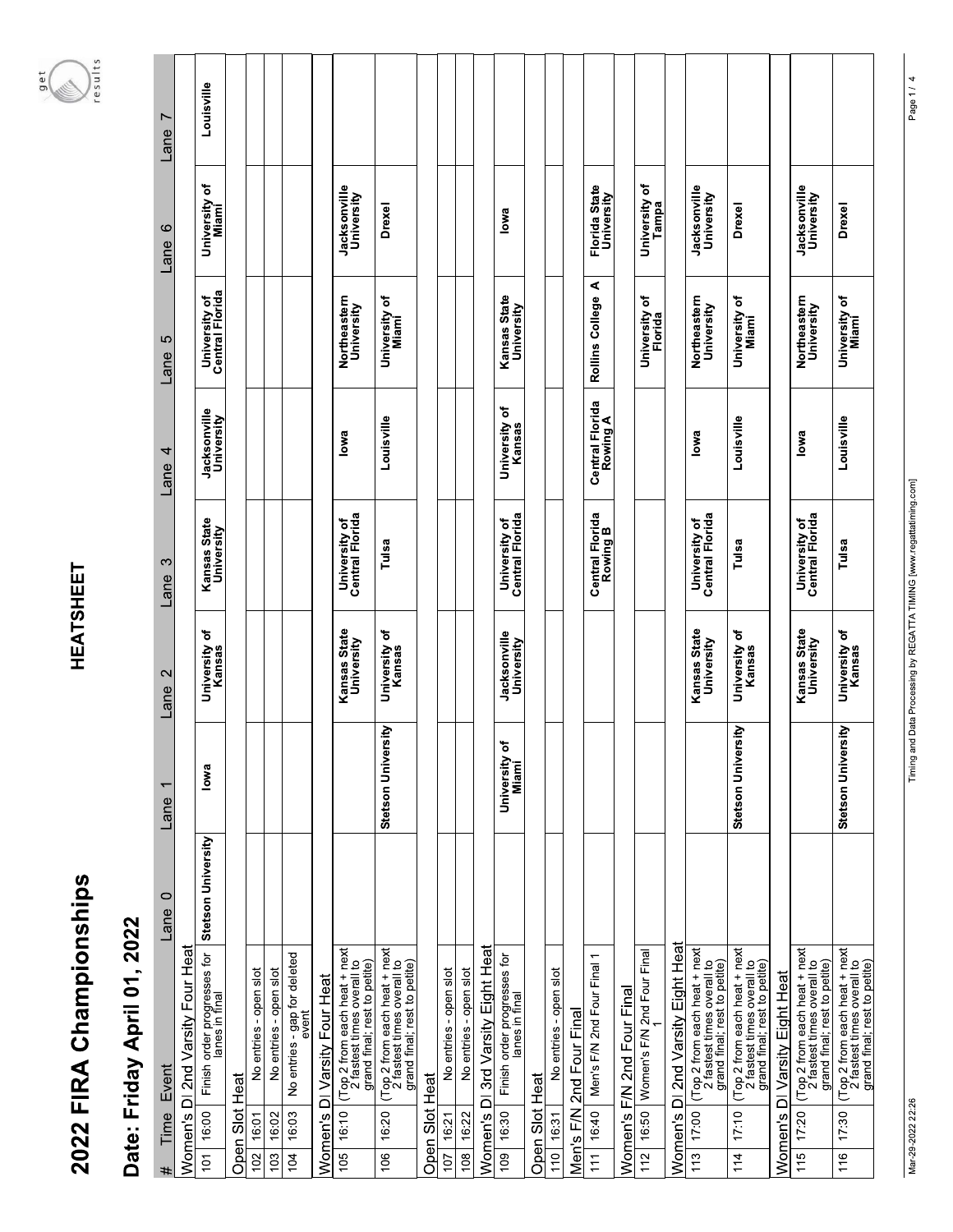# 2022 FIRA Championships

## HEATSHEET

## Date: Friday April 01, 2022

| # | Time | Event | Lane 0 | Lane 1 | Lane 2 | Lane 3 | Lane 4 | Lane 5 | Lane 6 | Lane 7 |
|---|---|---|---|---|---|---|---|---|---|---|
| **Women's DI 2nd Varsity Four Heat** | | | | | | | | | | |
| 101 | 16:00 | Finish order progresses for lanes in final | Stetson University | Iowa | University of Kansas | Kansas State University | Jacksonville University | University of Central Florida | University of Miami | Louisville |
| **Open Slot Heat** | | | | | | | | | | |
| 102 | 16:01 | No entries - open slot | | | | | | | | |
| 103 | 16:02 | No entries - open slot | | | | | | | | |
| 104 | 16:03 | No entries - gap for deleted event | | | | | | | | |
| **Women's DI Varsity Four Heat** | | | | | | | | | | |
| 105 | 16:10 | (Top 2 from each heat + next 2 fastest times overall to grand final; rest to petite) | | | Kansas State University | University of Central Florida | Iowa | Northeastern University | Jacksonville University | |
| 106 | 16:20 | (Top 2 from each heat + next 2 fastest times overall to grand final; rest to petite) | | Stetson University | University of Kansas | Tulsa | Louisville | University of Miami | Drexel | |
| **Open Slot Heat** | | | | | | | | | | |
| 107 | 16:21 | No entries - open slot | | | | | | | | |
| 108 | 16:22 | No entries - open slot | | | | | | | | |
| **Women's DI 3rd Varsity Eight Heat** | | | | | | | | | | |
| 109 | 16:30 | Finish order progresses for lanes in final | | University of Miami | Jacksonville University | University of Central Florida | University of Kansas | Kansas State University | Iowa | |
| **Open Slot Heat** | | | | | | | | | | |
| 110 | 16:31 | No entries - open slot | | | | | | | | |
| **Men's F/N 2nd Four Final** | | | | | | | | | | |
| 111 | 16:40 | Men's F/N 2nd Four Final 1 | | | | Central Florida Rowing B | Central Florida Rowing A | Rollins College A | Florida State University | |
| **Women's F/N 2nd Four Final** | | | | | | | | | | |
| 112 | 16:50 | Women's F/N 2nd Four Final 1 | | | | | | University of Florida | University of Tampa | |
| **Women's DI 2nd Varsity Eight Heat** | | | | | | | | | | |
| 113 | 17:00 | (Top 2 from each heat + next 2 fastest times overall to grand final; rest to petite) | | | Kansas State University | University of Central Florida | Iowa | Northeastern University | Jacksonville University | |
| 114 | 17:10 | (Top 2 from each heat + next 2 fastest times overall to grand final; rest to petite) | | Stetson University | University of Kansas | Tulsa | Louisville | University of Miami | Drexel | |
| **Women's DI Varsity Eight Heat** | | | | | | | | | | |
| 115 | 17:20 | (Top 2 from each heat + next 2 fastest times overall to grand final; rest to petite) | | | Kansas State University | University of Central Florida | Iowa | Northeastern University | Jacksonville University | |
| 116 | 17:30 | (Top 2 from each heat + next 2 fastest times overall to grand final; rest to petite) | | Stetson University | University of Kansas | Tulsa | Louisville | University of Miami | Drexel | |

Mar-29-2022 22:26

Timing and Data Processing by REGATTA TIMING [www.regattatiming.com]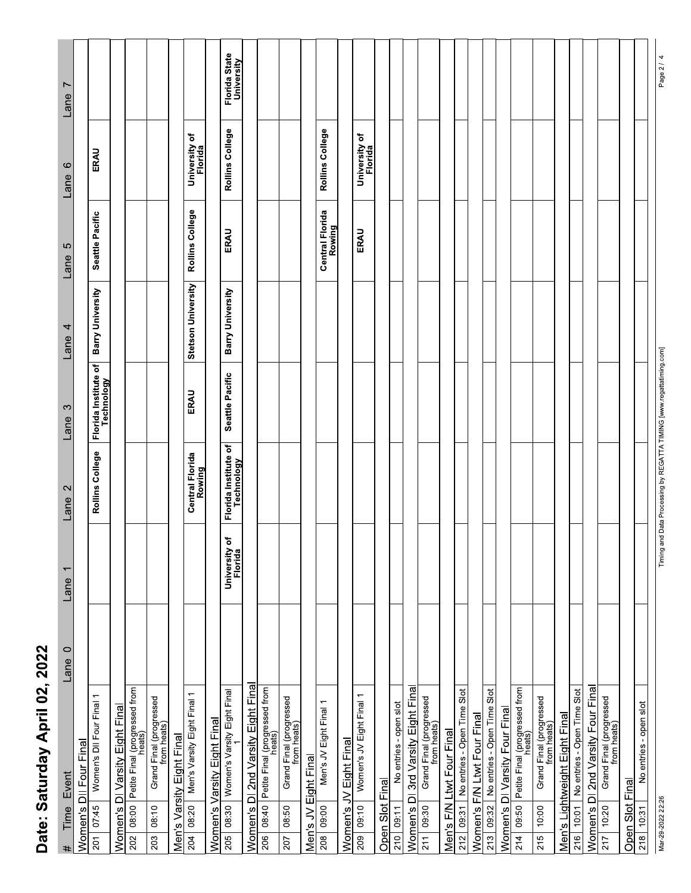# Date: Saturday April 02, 2022

| # | Time | Event | Lane 0 | Lane 1 | Lane 2 | Lane 3 | Lane 4 | Lane 5 | Lane 6 | Lane 7 |
|---|---|---|---|---|---|---|---|---|---|---|
| **Women's DII Four Final** | | | | | | | | | | |
| 201 | 07:45 | Women's DII Four Final 1 | | | Rollins College | Florida Institute of Technology | Barry University | Seattle Pacific | ERAU | |
| **Women's DI Varsity Eight Final** | | | | | | | | | | |
| 202 | 08:00 | Petite Final (progressed from heats) | | | | | | | | |
| 203 | 08:10 | Grand Final (progressed from heats) | | | | | | | | |
| **Men's Varsity Eight Final** | | | | | | | | | | |
| 204 | 08:20 | Men's Varsity Eight Final 1 | | | Central Florida Rowing | ERAU | Stetson University | Rollins College | University of Florida | |
| **Women's Varsity Eight Final** | | | | | | | | | | |
| 205 | 08:30 | Women's Varsity Eight Final 1 | | University of Florida | Florida Institute of Technology | Seattle Pacific | Barry University | ERAU | Rollins College | Florida State University |
| **Women's DI 2nd Varsity Eight Final** | | | | | | | | | | |
| 206 | 08:40 | Petite Final (progressed from heats) | | | | | | | | |
| 207 | 08:50 | Grand Final (progressed from heats) | | | | | | | | |
| **Men's JV Eight Final** | | | | | | | | | | |
| 208 | 09:00 | Men's JV Eight Final 1 | | | | | | Central Florida Rowing | Rollins College | |
| **Women's JV Eight Final** | | | | | | | | | | |
| 209 | 09:10 | Women's JV Eight Final 1 | | | | | | ERAU | University of Florida | |
| **Open Slot Final** | | | | | | | | | | |
| 210 | 09:11 | No entries - open slot | | | | | | | | |
| **Women's DI 3rd Varsity Eight Final** | | | | | | | | | | |
| 211 | 09:30 | Grand Final (progressed from heats) | | | | | | | | |
| **Men's F/N Ltwt Four Final** | | | | | | | | | | |
| 212 | 09:31 | No entries - Open Time Slot | | | | | | | | |
| **Women's F/N Ltwt Four Final** | | | | | | | | | | |
| 213 | 09:32 | No entries - Open Time Slot | | | | | | | | |
| **Women's DI Varsity Four Final** | | | | | | | | | | |
| 214 | 09:50 | Petite Final (progressed from heats) | | | | | | | | |
| 215 | 10:00 | Grand Final (progressed from heats) | | | | | | | | |
| **Men's Lightweight Eight Final** | | | | | | | | | | |
| 216 | 10:01 | No entries - Open Time Slot | | | | | | | | |
| **Women's DI 2nd Varsity Four Final** | | | | | | | | | | |
| 217 | 10:20 | Grand Final (progressed from heats) | | | | | | | | |
| **Open Slot Final** | | | | | | | | | | |
| 218 | 10:31 | No entries - open slot | | | | | | | | |

Mar-29-2022 22:26 Timing and Data Processing by REGATTA TIMING [www.regattatiming.com]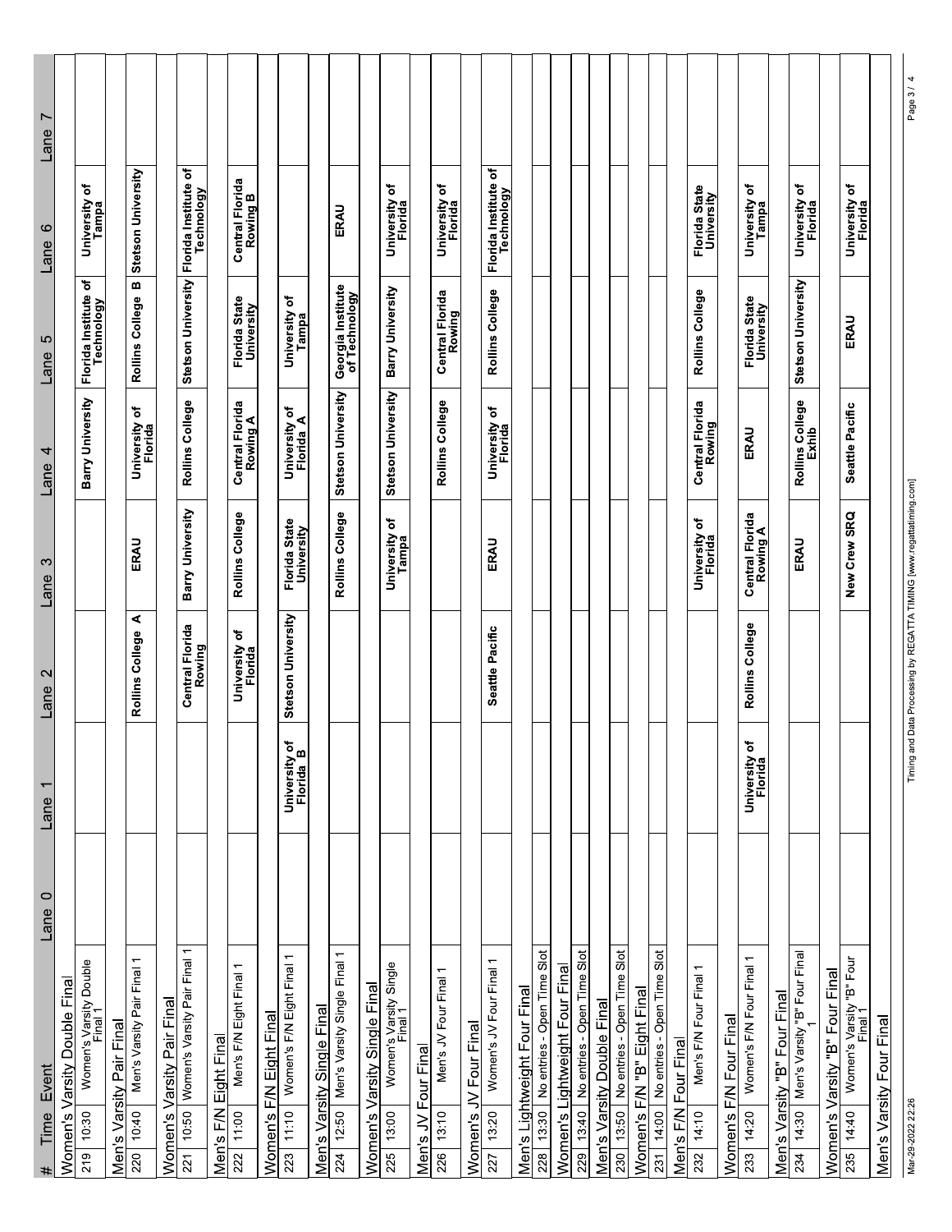| # | Time | Event | Lane 0 | Lane 1 | Lane 2 | Lane 3 | Lane 4 | Lane 5 | Lane 6 | Lane 7 |
|---|---|---|---|---|---|---|---|---|---|---|
| **Women's Varsity Double Final** | | | | | | | | | | |
| 219 | 10:30 | Women's Varsity Double Final 1 | | | | | Barry University | Florida Institute of Technology | University of Tampa | |
| **Men's Varsity Pair Final** | | | | | | | | | | |
| 220 | 10:40 | Men's Varsity Pair Final 1 | | | Rollins College A | ERAU | University of Florida | Rollins College B | Stetson University | |
| **Women's Varsity Pair Final** | | | | | | | | | | |
| 221 | 10:50 | Women's Varsity Pair Final 1 | | | Central Florida Rowing | Barry University | Rollins College | Stetson University | Florida Institute of Technology | |
| **Men's F/N Eight Final** | | | | | | | | | | |
| 222 | 11:00 | Men's F/N Eight Final 1 | | | University of Florida | Rollins College | Central Florida Rowing A | Florida State University | Central Florida Rowing B | |
| **Women's F/N Eight Final** | | | | | | | | | | |
| 223 | 11:10 | Women's F/N Eight Final 1 | | University of Florida B | Stetson University | Florida State University | University of Florida A | University of Tampa | | |
| **Men's Varsity Single Final** | | | | | | | | | | |
| 224 | 12:50 | Men's Varsity Single Final 1 | | | | Rollins College | Stetson University | Georgia Institute of Technology | ERAU | |
| **Women's Varsity Single Final** | | | | | | | | | | |
| 225 | 13:00 | Women's Varsity Single Final 1 | | | | University of Tampa | Stetson University | Barry University | University of Florida | |
| **Men's JV Four Final** | | | | | | | | | | |
| 226 | 13:10 | Men's JV Four Final 1 | | | | | Rollins College | Central Florida Rowing | University of Florida | |
| **Women's JV Four Final** | | | | | | | | | | |
| 227 | 13:20 | Women's JV Four Final 1 | | | Seattle Pacific | ERAU | University of Florida | Rollins College | Florida Institute of Technology | |
| **Men's Lightweight Four Final** | | | | | | | | | | |
| 228 | 13:30 | No entries - Open Time Slot | | | | | | | | |
| **Women's Lightweight Four Final** | | | | | | | | | | |
| 229 | 13:40 | No entries - Open Time Slot | | | | | | | | |
| **Men's Varsity Double Final** | | | | | | | | | | |
| 230 | 13:50 | No entries - Open Time Slot | | | | | | | | |
| **Women's F/N "B" Eight Final** | | | | | | | | | | |
| 231 | 14:00 | No entries - Open Time Slot | | | | | | | | |
| **Men's F/N Four Final** | | | | | | | | | | |
| 232 | 14:10 | Men's F/N Four Final 1 | | | | University of Florida | Central Florida Rowing | Rollins College | Florida State University | |
| **Women's F/N Four Final** | | | | | | | | | | |
| 233 | 14:20 | Women's F/N Four Final 1 | | University of Florida | Rollins College | Central Florida Rowing A | ERAU | Florida State University | University of Tampa | |
| **Men's Varsity "B" Four Final** | | | | | | | | | | |
| 234 | 14:30 | Men's Varsity "B" Four Final 1 | | | | ERAU | Rollins College Exhib | Stetson University | University of Florida | |
| **Women's Varsity "B" Four Final** | | | | | | | | | | |
| 235 | 14:40 | Women's Varsity "B" Four Final 1 | | | | New Crew SRQ | Seattle Pacific | ERAU | University of Florida | |
| **Men's Varsity Four Final** | | | | | | | | | | |

Mar-29-2022 22:26 Timing and Data Processing by REGATTA TIMING [www.regattatiming.com]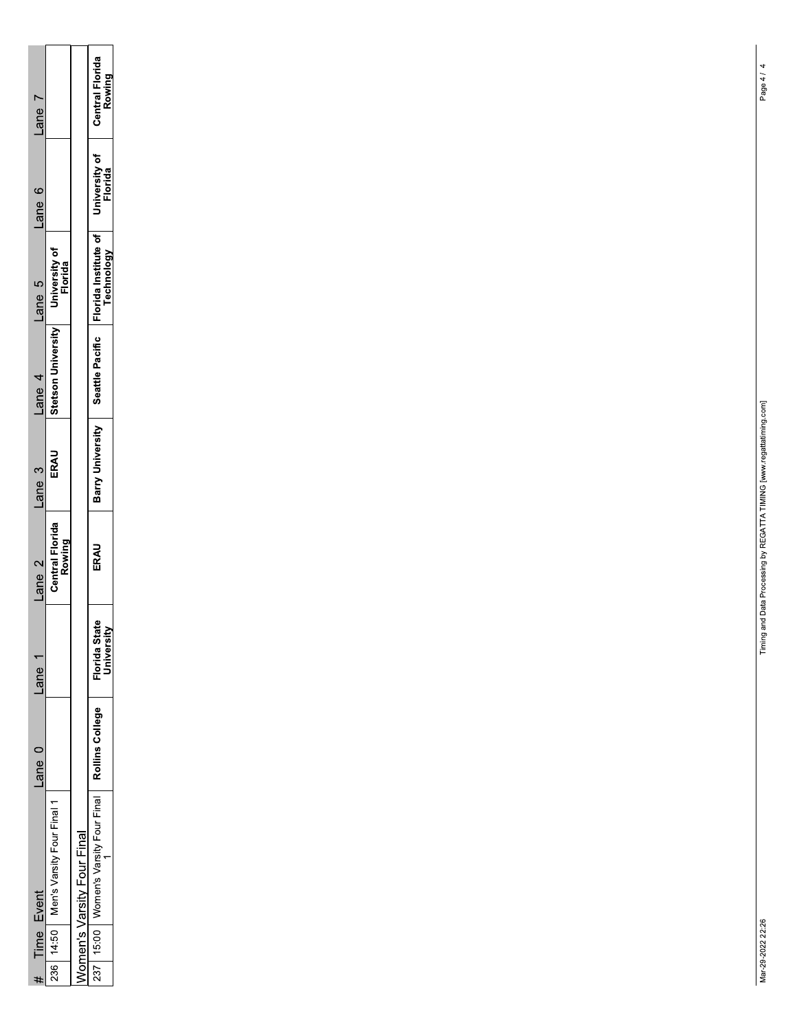| # | Time | Event | Lane 0 | Lane 1 | Lane 2 | Lane 3 | Lane 4 | Lane 5 | Lane 6 | Lane 7 |
|---|---|---|---|---|---|---|---|---|---|---|
| 236 | 14:50 | Men's Varsity Four Final 1 | | | Central Florida Rowing | ERAU | Stetson University | University of Florida | | |

## Women's Varsity Four Final

| # | Time | Event | Lane 0 | Lane 1 | Lane 2 | Lane 3 | Lane 4 | Lane 5 | Lane 6 | Lane 7 |
|---|---|---|---|---|---|---|---|---|---|---|
| 237 | 15:00 | Women's Varsity Four Final 1 | Rollins College | Florida State University | ERAU | Barry University | Seattle Pacific | Florida Institute of Technology | University of Florida | Central Florida Rowing |

Mar-29-2022 22:26

Timing and Data Processing by REGATTA TIMING [www.regattatiming.com]